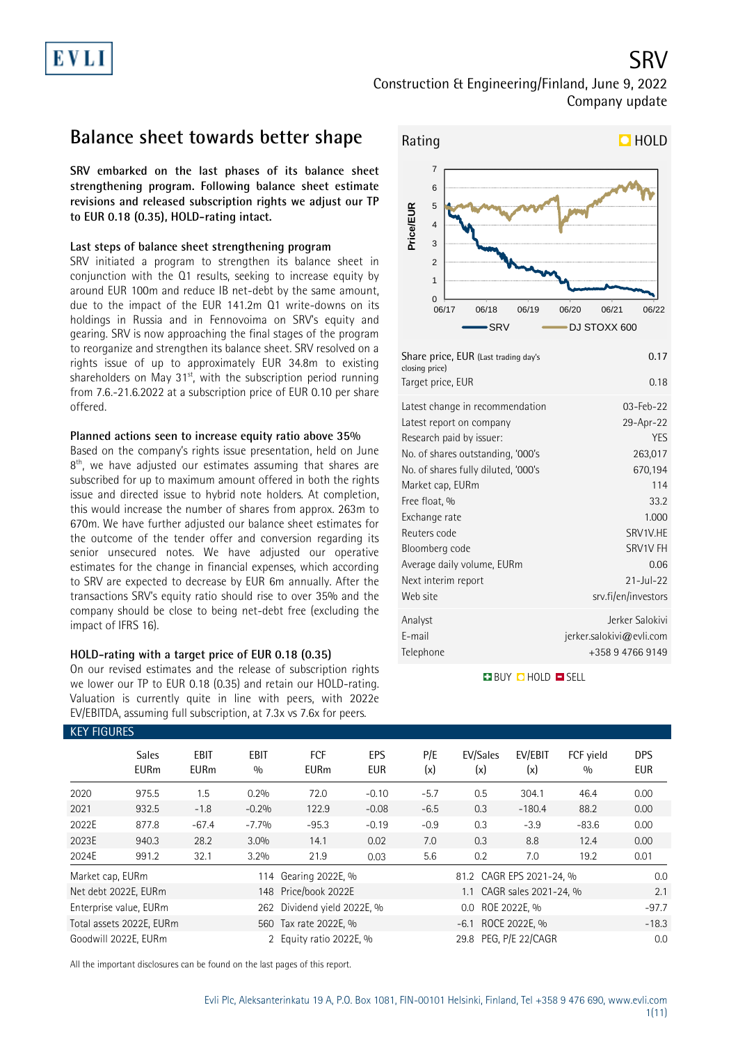# SRV

Construction & Engineering/Finland, June 9, 2022
Company update

## Balance sheet towards better shape

**SRV embarked on the last phases of its balance sheet strengthening program. Following balance sheet estimate revisions and released subscription rights we adjust our TP to EUR 0.18 (0.35), HOLD-rating intact.**

### Last steps of balance sheet strengthening program

SRV initiated a program to strengthen its balance sheet in conjunction with the Q1 results, seeking to increase equity by around EUR 100m and reduce IB net-debt by the same amount, due to the impact of the EUR 141.2m Q1 write-downs on its holdings in Russia and in Fennovoima on SRV's equity and gearing. SRV is now approaching the final stages of the program to reorganize and strengthen its balance sheet. SRV resolved on a rights issue of up to approximately EUR 34.8m to existing shareholders on May 31st, with the subscription period running from 7.6.-21.6.2022 at a subscription price of EUR 0.10 per share offered.

### Planned actions seen to increase equity ratio above 35%

Based on the company's rights issue presentation, held on June 8th, we have adjusted our estimates assuming that shares are subscribed for up to maximum amount offered in both the rights issue and directed issue to hybrid note holders. At completion, this would increase the number of shares from approx. 263m to 670m. We have further adjusted our balance sheet estimates for the outcome of the tender offer and conversion regarding its senior unsecured notes. We have adjusted our operative estimates for the change in financial expenses, which according to SRV are expected to decrease by EUR 6m annually. After the transactions SRV's equity ratio should rise to over 35% and the company should be close to being net-debt free (excluding the impact of IFRS 16).

### HOLD-rating with a target price of EUR 0.18 (0.35)

On our revised estimates and the release of subscription rights we lower our TP to EUR 0.18 (0.35) and retain our HOLD-rating. Valuation is currently quite in line with peers, with 2022e EV/EBITDA, assuming full subscription, at 7.3x vs 7.6x for peers.

**Rating: HOLD**

| | |
|---|---|
| Share price, EUR (Last trading day's closing price) | 0.17 |
| Target price, EUR | 0.18 |
| Latest change in recommendation | 03-Feb-22 |
| Latest report on company | 29-Apr-22 |
| Research paid by issuer: | YES |
| No. of shares outstanding, '000's | 263,017 |
| No. of shares fully diluted, '000's | 670,194 |
| Market cap, EURm | 114 |
| Free float, % | 33.2 |
| Exchange rate | 1.000 |
| Reuters code | SRV1V.HE |
| Bloomberg code | SRV1V FH |
| Average daily volume, EURm | 0.06 |
| Next interim report | 21-Jul-22 |
| Web site | srv.fi/en/investors |
| Analyst | Jerker Salokivi |
| E-mail | jerker.salokivi@evli.com |
| Telephone | +358 9 4766 9149 |

### KEY FIGURES

| | Sales EURm | EBIT EURm | EBIT % | FCF EURm | EPS EUR | P/E (x) | EV/Sales (x) | EV/EBIT (x) | FCF yield % | DPS EUR |
|---|---|---|---|---|---|---|---|---|---|---|
| 2020 | 975.5 | 1.5 | 0.2% | 72.0 | -0.10 | -5.7 | 0.5 | 304.1 | 46.4 | 0.00 |
| 2021 | 932.5 | -1.8 | -0.2% | 122.9 | -0.08 | -6.5 | 0.3 | -180.4 | 88.2 | 0.00 |
| 2022E | 877.8 | -67.4 | -7.7% | -95.3 | -0.19 | -0.9 | 0.3 | -3.9 | -83.6 | 0.00 |
| 2023E | 940.3 | 28.2 | 3.0% | 14.1 | 0.02 | 7.0 | 0.3 | 8.8 | 12.4 | 0.00 |
| 2024E | 991.2 | 32.1 | 3.2% | 21.9 | 0.03 | 5.6 | 0.2 | 7.0 | 19.2 | 0.01 |

| | | | | | |
|---|---|---|---|---|---|
| Market cap, EURm | 114 | Gearing 2022E, % | 81.2 | CAGR EPS 2021-24, % | 0.0 |
| Net debt 2022E, EURm | 148 | Price/book 2022E | 1.1 | CAGR sales 2021-24, % | 2.1 |
| Enterprise value, EURm | 262 | Dividend yield 2022E, % | 0.0 | ROE 2022E, % | -97.7 |
| Total assets 2022E, EURm | 560 | Tax rate 2022E, % | -6.1 | ROCE 2022E, % | -18.3 |
| Goodwill 2022E, EURm | 2 | Equity ratio 2022E, % | 29.8 | PEG, P/E 22/CAGR | 0.0 |

All the important disclosures can be found on the last pages of this report.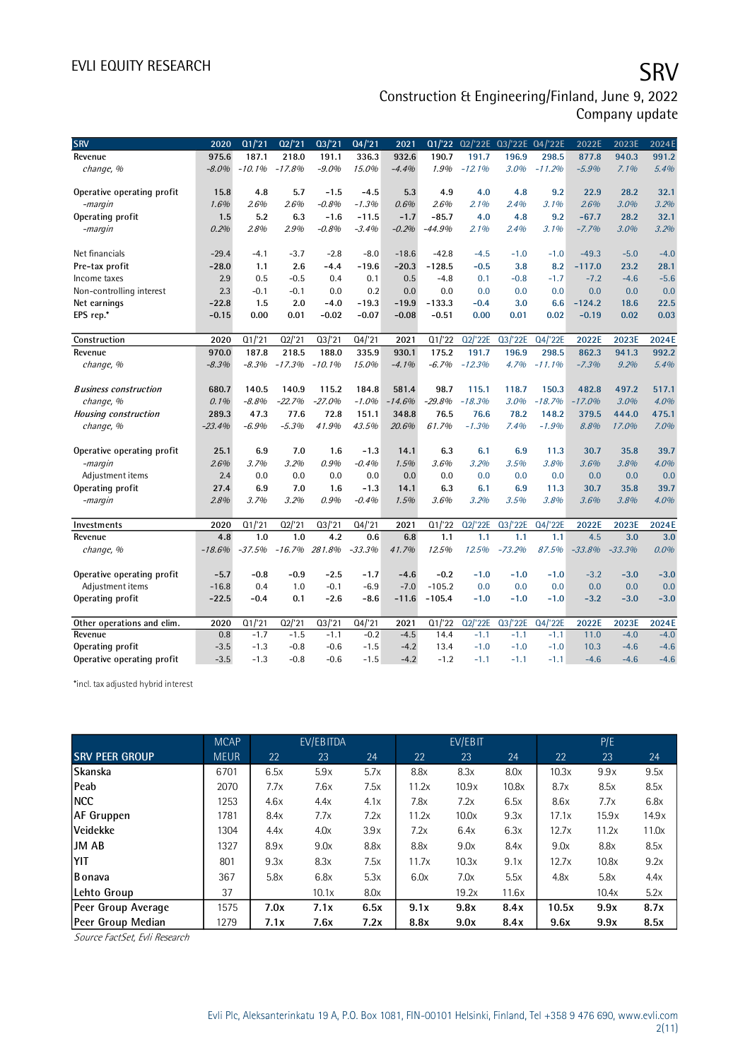| SRV | 2020 | Q1/'21 | Q2/'21 | Q3/'21 | Q4/'21 | 2021 | Q1/'22 | Q2/'22E | Q3/'22E | Q4/'22E | 2022E | 2023E | 2024E |
|---|---|---|---|---|---|---|---|---|---|---|---|---|---|
| Revenue | 975.6 | 187.1 | 218.0 | 191.1 | 336.3 | 932.6 | 190.7 | 191.7 | 196.9 | 298.5 | 877.8 | 940.3 | 991.2 |
| *change, %* | *-8.0%* | *-10.1%* | *-17.8%* | *-9.0%* | *15.0%* | *-4.4%* | *1.9%* | *-12.1%* | *3.0%* | *-11.2%* | *-5.9%* | *7.1%* | *5.4%* |
| | | | | | | | | | | | | | |
| Operative operating profit | 15.8 | 4.8 | 5.7 | -1.5 | -4.5 | 5.3 | 4.9 | 4.0 | 4.8 | 9.2 | 22.9 | 28.2 | 32.1 |
| *-margin* | *1.6%* | *2.6%* | *2.6%* | *-0.8%* | *-1.3%* | *0.6%* | *2.6%* | *2.1%* | *2.4%* | *3.1%* | *2.6%* | *3.0%* | *3.2%* |
| Operating profit | 1.5 | 5.2 | 6.3 | -1.6 | -11.5 | -1.7 | -85.7 | 4.0 | 4.8 | 9.2 | -67.7 | 28.2 | 32.1 |
| *-margin* | *0.2%* | *2.8%* | *2.9%* | *-0.8%* | *-3.4%* | *-0.2%* | *-44.9%* | *2.1%* | *2.4%* | *3.1%* | *-7.7%* | *3.0%* | *3.2%* |
| | | | | | | | | | | | | | |
| Net financials | -29.4 | -4.1 | -3.7 | -2.8 | -8.0 | -18.6 | -42.8 | -4.5 | -1.0 | -1.0 | -49.3 | -5.0 | -4.0 |
| Pre-tax profit | -28.0 | 1.1 | 2.6 | -4.4 | -19.6 | -20.3 | -128.5 | -0.5 | 3.8 | 8.2 | -117.0 | 23.2 | 28.1 |
| Income taxes | 2.9 | 0.5 | -0.5 | 0.4 | 0.1 | 0.5 | -4.8 | 0.1 | -0.8 | -1.7 | -7.2 | -4.6 | -5.6 |
| Non-controlling interest | 2.3 | -0.1 | -0.1 | 0.0 | 0.2 | 0.0 | 0.0 | 0.0 | 0.0 | 0.0 | 0.0 | 0.0 | 0.0 |
| Net earnings | -22.8 | 1.5 | 2.0 | -4.0 | -19.3 | -19.9 | -133.3 | -0.4 | 3.0 | 6.6 | -124.2 | 18.6 | 22.5 |
| EPS rep.* | -0.15 | 0.00 | 0.01 | -0.02 | -0.07 | -0.08 | -0.51 | 0.00 | 0.01 | 0.02 | -0.19 | 0.02 | 0.03 |

| Construction | 2020 | Q1/'21 | Q2/'21 | Q3/'21 | Q4/'21 | 2021 | Q1/'22 | Q2/'22E | Q3/'22E | Q4/'22E | 2022E | 2023E | 2024E |
|---|---|---|---|---|---|---|---|---|---|---|---|---|---|
| Revenue | 970.0 | 187.8 | 218.5 | 188.0 | 335.9 | 930.1 | 175.2 | 191.7 | 196.9 | 298.5 | 862.3 | 941.3 | 992.2 |
| *change, %* | *-8.3%* | *-8.3%* | *-17.3%* | *-10.1%* | *15.0%* | *-4.1%* | *-6.7%* | *-12.3%* | *4.7%* | *-11.1%* | *-7.3%* | *9.2%* | *5.4%* |
| | | | | | | | | | | | | | |
| *Business construction* | 680.7 | 140.5 | 140.9 | 115.2 | 184.8 | 581.4 | 98.7 | 115.1 | 118.7 | 150.3 | 482.8 | 497.2 | 517.1 |
| *change, %* | *0.1%* | *-8.8%* | *-22.7%* | *-27.0%* | *-1.0%* | *-14.6%* | *-29.8%* | *-18.3%* | *3.0%* | *-18.7%* | *-17.0%* | *3.0%* | *4.0%* |
| *Housing construction* | 289.3 | 47.3 | 77.6 | 72.8 | 151.1 | 348.8 | 76.5 | 76.6 | 78.2 | 148.2 | 379.5 | 444.0 | 475.1 |
| *change, %* | *-23.4%* | *-6.9%* | *-5.3%* | *41.9%* | *43.5%* | *20.6%* | *61.7%* | *-1.3%* | *7.4%* | *-1.9%* | *8.8%* | *17.0%* | *7.0%* |
| | | | | | | | | | | | | | |
| Operative operating profit | 25.1 | 6.9 | 7.0 | 1.6 | -1.3 | 14.1 | 6.3 | 6.1 | 6.9 | 11.3 | 30.7 | 35.8 | 39.7 |
| *-margin* | *2.6%* | *3.7%* | *3.2%* | *0.9%* | *-0.4%* | *1.5%* | *3.6%* | *3.2%* | *3.5%* | *3.8%* | *3.6%* | *3.8%* | *4.0%* |
| Adjustment items | 2.4 | 0.0 | 0.0 | 0.0 | 0.0 | 0.0 | 0.0 | 0.0 | 0.0 | 0.0 | 0.0 | 0.0 | 0.0 |
| Operating profit | 27.4 | 6.9 | 7.0 | 1.6 | -1.3 | 14.1 | 6.3 | 6.1 | 6.9 | 11.3 | 30.7 | 35.8 | 39.7 |
| *-margin* | *2.8%* | *3.7%* | *3.2%* | *0.9%* | *-0.4%* | *1.5%* | *3.6%* | *3.2%* | *3.5%* | *3.8%* | *3.6%* | *3.8%* | *4.0%* |

| Investments | 2020 | Q1/'21 | Q2/'21 | Q3/'21 | Q4/'21 | 2021 | Q1/'22 | Q2/'22E | Q3/'22E | Q4/'22E | 2022E | 2023E | 2024E |
|---|---|---|---|---|---|---|---|---|---|---|---|---|---|
| Revenue | 4.8 | 1.0 | 1.0 | 4.2 | 0.6 | 6.8 | 1.1 | 1.1 | 1.1 | 1.1 | 4.5 | 3.0 | 3.0 |
| *change, %* | *-18.6%* | *-37.5%* | *-16.7%* | *281.8%* | *-33.3%* | *41.7%* | *12.5%* | *12.5%* | *-73.2%* | *87.5%* | *-33.8%* | *-33.3%* | *0.0%* |
| | | | | | | | | | | | | | |
| Operative operating profit | -5.7 | -0.8 | -0.9 | -2.5 | -1.7 | -4.6 | -0.2 | -1.0 | -1.0 | -1.0 | -3.2 | -3.0 | -3.0 |
| Adjustment items | -16.8 | 0.4 | 1.0 | -0.1 | -6.9 | -7.0 | -105.2 | 0.0 | 0.0 | 0.0 | 0.0 | 0.0 | 0.0 |
| Operating profit | -22.5 | -0.4 | 0.1 | -2.6 | -8.6 | -11.6 | -105.4 | -1.0 | -1.0 | -1.0 | -3.2 | -3.0 | -3.0 |

| Other operations and elim. | 2020 | Q1/'21 | Q2/'21 | Q3/'21 | Q4/'21 | 2021 | Q1/'22 | Q2/'22E | Q3/'22E | Q4/'22E | 2022E | 2023E | 2024E |
|---|---|---|---|---|---|---|---|---|---|---|---|---|---|
| Revenue | 0.8 | -1.7 | -1.5 | -1.1 | -0.2 | -4.5 | 14.4 | -1.1 | -1.1 | -1.1 | 11.0 | -4.0 | -4.0 |
| Operating profit | -3.5 | -1.3 | -0.8 | -0.6 | -1.5 | -4.2 | 13.4 | -1.0 | -1.0 | -1.0 | 10.3 | -4.6 | -4.6 |
| Operative operating profit | -3.5 | -1.3 | -0.8 | -0.6 | -1.5 | -4.2 | -1.2 | -1.1 | -1.1 | -1.1 | -4.6 | -4.6 | -4.6 |

*incl. tax adjusted hybrid interest

| | MCAP | EV/EBITDA | | | EV/EBIT | | | P/E | | |
|---|---|---|---|---|---|---|---|---|---|---|
| **SRV PEER GROUP** | MEUR | 22 | 23 | 24 | 22 | 23 | 24 | 22 | 23 | 24 |
| **Skanska** | 6701 | 6.5x | 5.9x | 5.7x | 8.8x | 8.3x | 8.0x | 10.3x | 9.9x | 9.5x |
| **Peab** | 2070 | 7.7x | 7.6x | 7.5x | 11.2x | 10.9x | 10.8x | 8.7x | 8.5x | 8.5x |
| **NCC** | 1253 | 4.6x | 4.4x | 4.1x | 7.8x | 7.2x | 6.5x | 8.6x | 7.7x | 6.8x |
| **AF Gruppen** | 1781 | 8.4x | 7.7x | 7.2x | 11.2x | 10.0x | 9.3x | 17.1x | 15.9x | 14.9x |
| **Veidekke** | 1304 | 4.4x | 4.0x | 3.9x | 7.2x | 6.4x | 6.3x | 12.7x | 11.2x | 11.0x |
| **JM AB** | 1327 | 8.9x | 9.0x | 8.8x | 8.8x | 9.0x | 8.4x | 9.0x | 8.8x | 8.5x |
| **YIT** | 801 | 9.3x | 8.3x | 7.5x | 11.7x | 10.3x | 9.1x | 12.7x | 10.8x | 9.2x |
| **Bonava** | 367 | 5.8x | 6.8x | 5.3x | 6.0x | 7.0x | 5.5x | 4.8x | 5.8x | 4.4x |
| **Lehto Group** | 37 | | 10.1x | 8.0x | | 19.2x | 11.6x | | 10.4x | 5.2x |
| **Peer Group Average** | 1575 | **7.0x** | **7.1x** | **6.5x** | **9.1x** | **9.8x** | **8.4x** | **10.5x** | **9.9x** | **8.7x** |
| **Peer Group Median** | 1279 | **7.1x** | **7.6x** | **7.2x** | **8.8x** | **9.0x** | **8.4x** | **9.6x** | **9.9x** | **8.5x** |

*Source FactSet, Evli Research*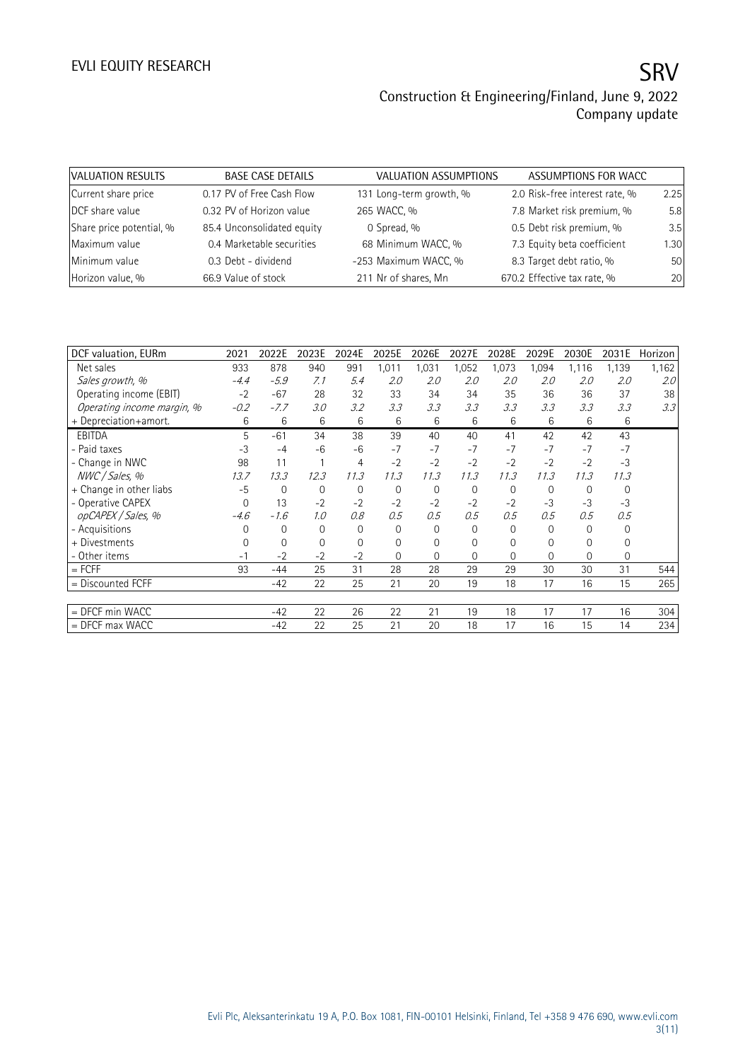| VALUATION RESULTS | BASE CASE DETAILS | VALUATION ASSUMPTIONS | ASSUMPTIONS FOR WACC | |
|---|---|---|---|---|
| Current share price | 0.17 PV of Free Cash Flow | 131 Long-term growth, % | 2.0 Risk-free interest rate, % | 2.25 |
| DCF share value | 0.32 PV of Horizon value | 265 WACC, % | 7.8 Market risk premium, % | 5.8 |
| Share price potential, % | 85.4 Unconsolidated equity | 0 Spread, % | 0.5 Debt risk premium, % | 3.5 |
| Maximum value | 0.4 Marketable securities | 68 Minimum WACC, % | 7.3 Equity beta coefficient | 1.30 |
| Minimum value | 0.3 Debt - dividend | -253 Maximum WACC, % | 8.3 Target debt ratio, % | 50 |
| Horizon value, % | 66.9 Value of stock | 211 Nr of shares, Mn | 670.2 Effective tax rate, % | 20 |

| DCF valuation, EURm | 2021 | 2022E | 2023E | 2024E | 2025E | 2026E | 2027E | 2028E | 2029E | 2030E | 2031E | Horizon |
|---|---|---|---|---|---|---|---|---|---|---|---|---|
| Net sales | 933 | 878 | 940 | 991 | 1,011 | 1,031 | 1,052 | 1,073 | 1,094 | 1,116 | 1,139 | 1,162 |
| *Sales growth, %* | *-4.4* | *-5.9* | *7.1* | *5.4* | *2.0* | *2.0* | *2.0* | *2.0* | *2.0* | *2.0* | *2.0* | *2.0* |
| Operating income (EBIT) | -2 | -67 | 28 | 32 | 33 | 34 | 34 | 35 | 36 | 36 | 37 | 38 |
| *Operating income margin, %* | *-0.2* | *-7.7* | *3.0* | *3.2* | *3.3* | *3.3* | *3.3* | *3.3* | *3.3* | *3.3* | *3.3* | *3.3* |
| + Depreciation+amort. | 6 | 6 | 6 | 6 | 6 | 6 | 6 | 6 | 6 | 6 | 6 | |
| EBITDA | 5 | -61 | 34 | 38 | 39 | 40 | 40 | 41 | 42 | 42 | 43 | |
| - Paid taxes | -3 | -4 | -6 | -6 | -7 | -7 | -7 | -7 | -7 | -7 | -7 | |
| - Change in NWC | 98 | 11 | 1 | 4 | -2 | -2 | -2 | -2 | -2 | -2 | -3 | |
| *NWC / Sales, %* | *13.7* | *13.3* | *12.3* | *11.3* | *11.3* | *11.3* | *11.3* | *11.3* | *11.3* | *11.3* | *11.3* | |
| + Change in other liabs | -5 | 0 | 0 | 0 | 0 | 0 | 0 | 0 | 0 | 0 | 0 | |
| - Operative CAPEX | 0 | 13 | -2 | -2 | -2 | -2 | -2 | -2 | -3 | -3 | -3 | |
| *opCAPEX / Sales, %* | *-4.6* | *-1.6* | *1.0* | *0.8* | *0.5* | *0.5* | *0.5* | *0.5* | *0.5* | *0.5* | *0.5* | |
| - Acquisitions | 0 | 0 | 0 | 0 | 0 | 0 | 0 | 0 | 0 | 0 | 0 | |
| + Divestments | 0 | 0 | 0 | 0 | 0 | 0 | 0 | 0 | 0 | 0 | 0 | |
| - Other items | -1 | -2 | -2 | -2 | 0 | 0 | 0 | 0 | 0 | 0 | 0 | |
| = FCFF | 93 | -44 | 25 | 31 | 28 | 28 | 29 | 29 | 30 | 30 | 31 | 544 |
| = Discounted FCFF | | -42 | 22 | 25 | 21 | 20 | 19 | 18 | 17 | 16 | 15 | 265 |
| | | | | | | | | | | | | |
| = DFCF min WACC | | -42 | 22 | 26 | 22 | 21 | 19 | 18 | 17 | 17 | 16 | 304 |
| = DFCF max WACC | | -42 | 22 | 25 | 21 | 20 | 18 | 17 | 16 | 15 | 14 | 234 |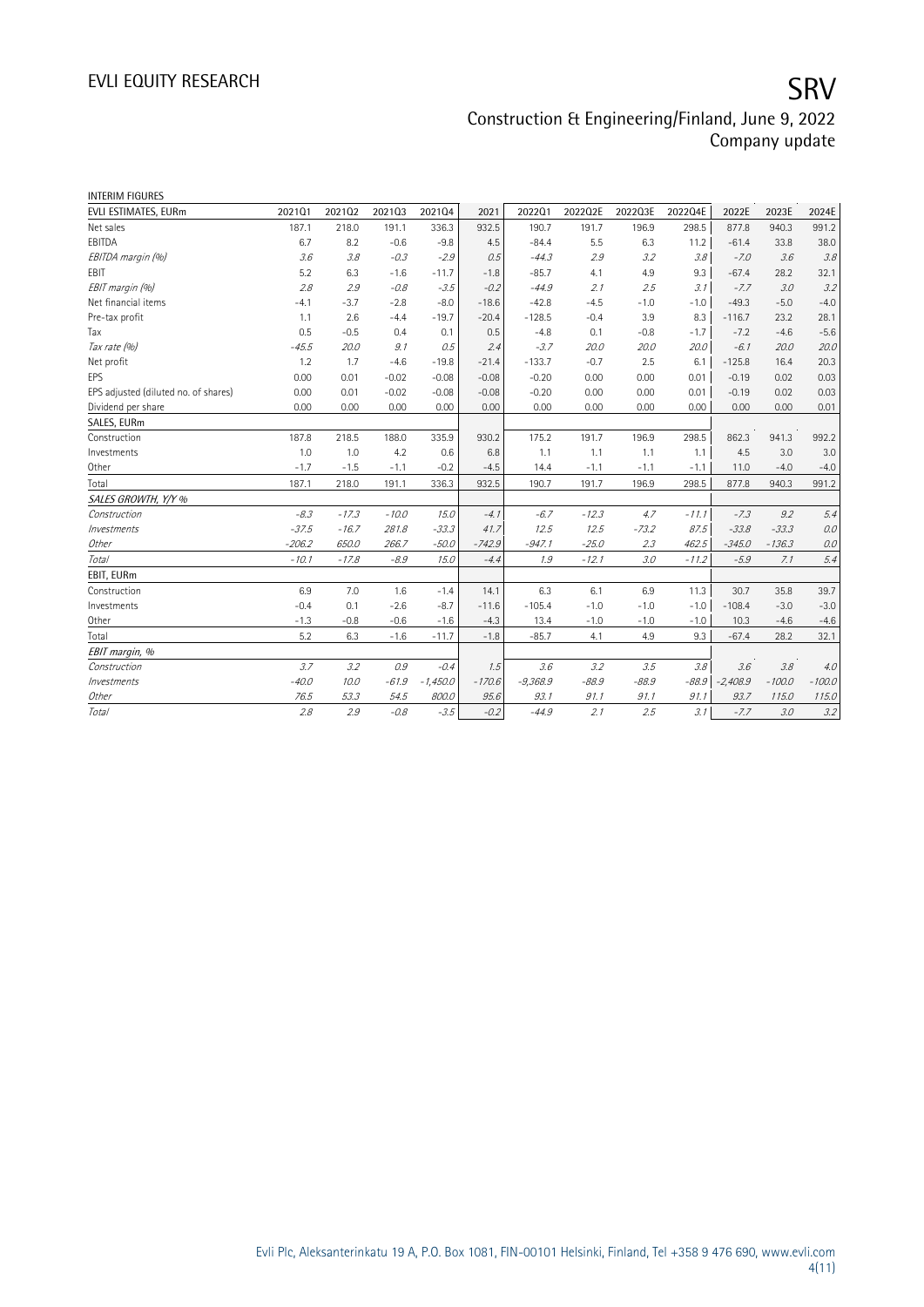INTERIM FIGURES

| EVLI ESTIMATES, EURm | 2021Q1 | 2021Q2 | 2021Q3 | 2021Q4 | 2021 | 2022Q1 | 2022Q2E | 2022Q3E | 2022Q4E | 2022E | 2023E | 2024E |
|---|---|---|---|---|---|---|---|---|---|---|---|---|
| Net sales | 187.1 | 218.0 | 191.1 | 336.3 | 932.5 | 190.7 | 191.7 | 196.9 | 298.5 | 877.8 | 940.3 | 991.2 |
| EBITDA | 6.7 | 8.2 | -0.6 | -9.8 | 4.5 | -84.4 | 5.5 | 6.3 | 11.2 | -61.4 | 33.8 | 38.0 |
| *EBITDA margin (%)* | *3.6* | *3.8* | *-0.3* | *-2.9* | *0.5* | *-44.3* | *2.9* | *3.2* | *3.8* | *-7.0* | *3.6* | *3.8* |
| EBIT | 5.2 | 6.3 | -1.6 | -11.7 | -1.8 | -85.7 | 4.1 | 4.9 | 9.3 | -67.4 | 28.2 | 32.1 |
| *EBIT margin (%)* | *2.8* | *2.9* | *-0.8* | *-3.5* | *-0.2* | *-44.9* | *2.1* | *2.5* | *3.1* | *-7.7* | *3.0* | *3.2* |
| Net financial items | -4.1 | -3.7 | -2.8 | -8.0 | -18.6 | -42.8 | -4.5 | -1.0 | -1.0 | -49.3 | -5.0 | -4.0 |
| Pre-tax profit | 1.1 | 2.6 | -4.4 | -19.7 | -20.4 | -128.5 | -0.4 | 3.9 | 8.3 | -116.7 | 23.2 | 28.1 |
| Tax | 0.5 | -0.5 | 0.4 | 0.1 | 0.5 | -4.8 | 0.1 | -0.8 | -1.7 | -7.2 | -4.6 | -5.6 |
| *Tax rate (%)* | *-45.5* | *20.0* | *9.1* | *0.5* | *2.4* | *-3.7* | *20.0* | *20.0* | *20.0* | *-6.1* | *20.0* | *20.0* |
| Net profit | 1.2 | 1.7 | -4.6 | -19.8 | -21.4 | -133.7 | -0.7 | 2.5 | 6.1 | -125.8 | 16.4 | 20.3 |
| EPS | 0.00 | 0.01 | -0.02 | -0.08 | -0.08 | -0.20 | 0.00 | 0.00 | 0.01 | -0.19 | 0.02 | 0.03 |
| EPS adjusted (diluted no. of shares) | 0.00 | 0.01 | -0.02 | -0.08 | -0.08 | -0.20 | 0.00 | 0.00 | 0.01 | -0.19 | 0.02 | 0.03 |
| Dividend per share | 0.00 | 0.00 | 0.00 | 0.00 | 0.00 | 0.00 | 0.00 | 0.00 | 0.00 | 0.00 | 0.00 | 0.01 |
| **SALES, EURm** | | | | | | | | | | | | |
| Construction | 187.8 | 218.5 | 188.0 | 335.9 | 930.2 | 175.2 | 191.7 | 196.9 | 298.5 | 862.3 | 941.3 | 992.2 |
| Investments | 1.0 | 1.0 | 4.2 | 0.6 | 6.8 | 1.1 | 1.1 | 1.1 | 1.1 | 4.5 | 3.0 | 3.0 |
| Other | -1.7 | -1.5 | -1.1 | -0.2 | -4.5 | 14.4 | -1.1 | -1.1 | -1.1 | 11.0 | -4.0 | -4.0 |
| Total | 187.1 | 218.0 | 191.1 | 336.3 | 932.5 | 190.7 | 191.7 | 196.9 | 298.5 | 877.8 | 940.3 | 991.2 |
| ***SALES GROWTH, Y/Y %*** | | | | | | | | | | | | |
| *Construction* | *-8.3* | *-17.3* | *-10.0* | *15.0* | *-4.1* | *-6.7* | *-12.3* | *4.7* | *-11.1* | *-7.3* | *9.2* | *5.4* |
| *Investments* | *-37.5* | *-16.7* | *281.8* | *-33.3* | *41.7* | *12.5* | *12.5* | *-73.2* | *87.5* | *-33.8* | *-33.3* | *0.0* |
| *Other* | *-206.2* | *650.0* | *266.7* | *-50.0* | *-742.9* | *-947.1* | *-25.0* | *2.3* | *462.5* | *-345.0* | *-136.3* | *0.0* |
| *Total* | *-10.1* | *-17.8* | *-8.9* | *15.0* | *-4.4* | *1.9* | *-12.1* | *3.0* | *-11.2* | *-5.9* | *7.1* | *5.4* |
| **EBIT, EURm** | | | | | | | | | | | | |
| Construction | 6.9 | 7.0 | 1.6 | -1.4 | 14.1 | 6.3 | 6.1 | 6.9 | 11.3 | 30.7 | 35.8 | 39.7 |
| Investments | -0.4 | 0.1 | -2.6 | -8.7 | -11.6 | -105.4 | -1.0 | -1.0 | -1.0 | -108.4 | -3.0 | -3.0 |
| Other | -1.3 | -0.8 | -0.6 | -1.6 | -4.3 | 13.4 | -1.0 | -1.0 | -1.0 | 10.3 | -4.6 | -4.6 |
| Total | 5.2 | 6.3 | -1.6 | -11.7 | -1.8 | -85.7 | 4.1 | 4.9 | 9.3 | -67.4 | 28.2 | 32.1 |
| ***EBIT margin, %*** | | | | | | | | | | | | |
| *Construction* | *3.7* | *3.2* | *0.9* | *-0.4* | *1.5* | *3.6* | *3.2* | *3.5* | *3.8* | *3.6* | *3.8* | *4.0* |
| *Investments* | *-40.0* | *10.0* | *-61.9* | *-1,450.0* | *-170.6* | *-9,368.9* | *-88.9* | *-88.9* | *-88.9* | *-2,408.9* | *-100.0* | *-100.0* |
| *Other* | *76.5* | *53.3* | *54.5* | *800.0* | *95.6* | *93.1* | *91.1* | *91.1* | *91.1* | *93.7* | *115.0* | *115.0* |
| *Total* | *2.8* | *2.9* | *-0.8* | *-3.5* | *-0.2* | *-44.9* | *2.1* | *2.5* | *3.1* | *-7.7* | *3.0* | *3.2* |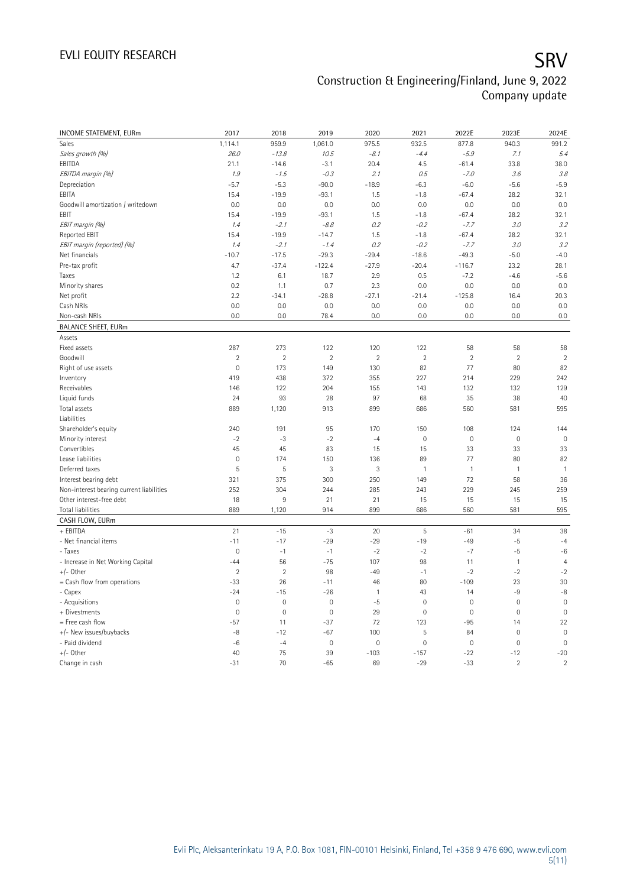| INCOME STATEMENT, EURm | 2017 | 2018 | 2019 | 2020 | 2021 | 2022E | 2023E | 2024E |
|---|---|---|---|---|---|---|---|---|
| Sales | 1,114.1 | 959.9 | 1,061.0 | 975.5 | 932.5 | 877.8 | 940.3 | 991.2 |
| *Sales growth (%)* | *26.0* | *-13.8* | *10.5* | *-8.1* | *-4.4* | *-5.9* | *7.1* | *5.4* |
| EBITDA | 21.1 | -14.6 | -3.1 | 20.4 | 4.5 | -61.4 | 33.8 | 38.0 |
| *EBITDA margin (%)* | *1.9* | *-1.5* | *-0.3* | *2.1* | *0.5* | *-7.0* | *3.6* | *3.8* |
| Depreciation | -5.7 | -5.3 | -90.0 | -18.9 | -6.3 | -6.0 | -5.6 | -5.9 |
| EBITA | 15.4 | -19.9 | -93.1 | 1.5 | -1.8 | -67.4 | 28.2 | 32.1 |
| Goodwill amortization / writedown | 0.0 | 0.0 | 0.0 | 0.0 | 0.0 | 0.0 | 0.0 | 0.0 |
| EBIT | 15.4 | -19.9 | -93.1 | 1.5 | -1.8 | -67.4 | 28.2 | 32.1 |
| *EBIT margin (%)* | *1.4* | *-2.1* | *-8.8* | *0.2* | *-0.2* | *-7.7* | *3.0* | *3.2* |
| Reported EBIT | 15.4 | -19.9 | -14.7 | 1.5 | -1.8 | -67.4 | 28.2 | 32.1 |
| *EBIT margin (reported) (%)* | *1.4* | *-2.1* | *-1.4* | *0.2* | *-0.2* | *-7.7* | *3.0* | *3.2* |
| Net financials | -10.7 | -17.5 | -29.3 | -29.4 | -18.6 | -49.3 | -5.0 | -4.0 |
| Pre-tax profit | 4.7 | -37.4 | -122.4 | -27.9 | -20.4 | -116.7 | 23.2 | 28.1 |
| Taxes | 1.2 | 6.1 | 18.7 | 2.9 | 0.5 | -7.2 | -4.6 | -5.6 |
| Minority shares | 0.2 | 1.1 | 0.7 | 2.3 | 0.0 | 0.0 | 0.0 | 0.0 |
| Net profit | 2.2 | -34.1 | -28.8 | -27.1 | -21.4 | -125.8 | 16.4 | 20.3 |
| Cash NRIs | 0.0 | 0.0 | 0.0 | 0.0 | 0.0 | 0.0 | 0.0 | 0.0 |
| Non-cash NRIs | 0.0 | 0.0 | 78.4 | 0.0 | 0.0 | 0.0 | 0.0 | 0.0 |
| **BALANCE SHEET, EURm** | | | | | | | | |
| Assets | | | | | | | | |
| Fixed assets | 287 | 273 | 122 | 120 | 122 | 58 | 58 | 58 |
| Goodwill | 2 | 2 | 2 | 2 | 2 | 2 | 2 | 2 |
| Right of use assets | 0 | 173 | 149 | 130 | 82 | 77 | 80 | 82 |
| Inventory | 419 | 438 | 372 | 355 | 227 | 214 | 229 | 242 |
| Receivables | 146 | 122 | 204 | 155 | 143 | 132 | 132 | 129 |
| Liquid funds | 24 | 93 | 28 | 97 | 68 | 35 | 38 | 40 |
| Total assets | 889 | 1,120 | 913 | 899 | 686 | 560 | 581 | 595 |
| Liabilities | | | | | | | | |
| Shareholder's equity | 240 | 191 | 95 | 170 | 150 | 108 | 124 | 144 |
| Minority interest | -2 | -3 | -2 | -4 | 0 | 0 | 0 | 0 |
| Convertibles | 45 | 45 | 83 | 15 | 15 | 33 | 33 | 33 |
| Lease liabilities | 0 | 174 | 150 | 136 | 89 | 77 | 80 | 82 |
| Deferred taxes | 5 | 5 | 3 | 3 | 1 | 1 | 1 | 1 |
| Interest bearing debt | 321 | 375 | 300 | 250 | 149 | 72 | 58 | 36 |
| Non-interest bearing current liabilities | 252 | 304 | 244 | 285 | 243 | 229 | 245 | 259 |
| Other interest-free debt | 18 | 9 | 21 | 21 | 15 | 15 | 15 | 15 |
| Total liabilities | 889 | 1,120 | 914 | 899 | 686 | 560 | 581 | 595 |
| **CASH FLOW, EURm** | | | | | | | | |
| + EBITDA | 21 | -15 | -3 | 20 | 5 | -61 | 34 | 38 |
| - Net financial items | -11 | -17 | -29 | -29 | -19 | -49 | -5 | -4 |
| - Taxes | 0 | -1 | -1 | -2 | -2 | -7 | -5 | -6 |
| - Increase in Net Working Capital | -44 | 56 | -75 | 107 | 98 | 11 | 1 | 4 |
| +/- Other | 2 | 2 | 98 | -49 | -1 | -2 | -2 | -2 |
| = Cash flow from operations | -33 | 26 | -11 | 46 | 80 | -109 | 23 | 30 |
| - Capex | -24 | -15 | -26 | 1 | 43 | 14 | -9 | -8 |
| - Acquisitions | 0 | 0 | 0 | -5 | 0 | 0 | 0 | 0 |
| + Divestments | 0 | 0 | 0 | 29 | 0 | 0 | 0 | 0 |
| = Free cash flow | -57 | 11 | -37 | 72 | 123 | -95 | 14 | 22 |
| +/- New issues/buybacks | -8 | -12 | -67 | 100 | 5 | 84 | 0 | 0 |
| - Paid dividend | -6 | -4 | 0 | 0 | 0 | 0 | 0 | 0 |
| +/- Other | 40 | 75 | 39 | -103 | -157 | -22 | -12 | -20 |
| Change in cash | -31 | 70 | -65 | 69 | -29 | -33 | 2 | 2 |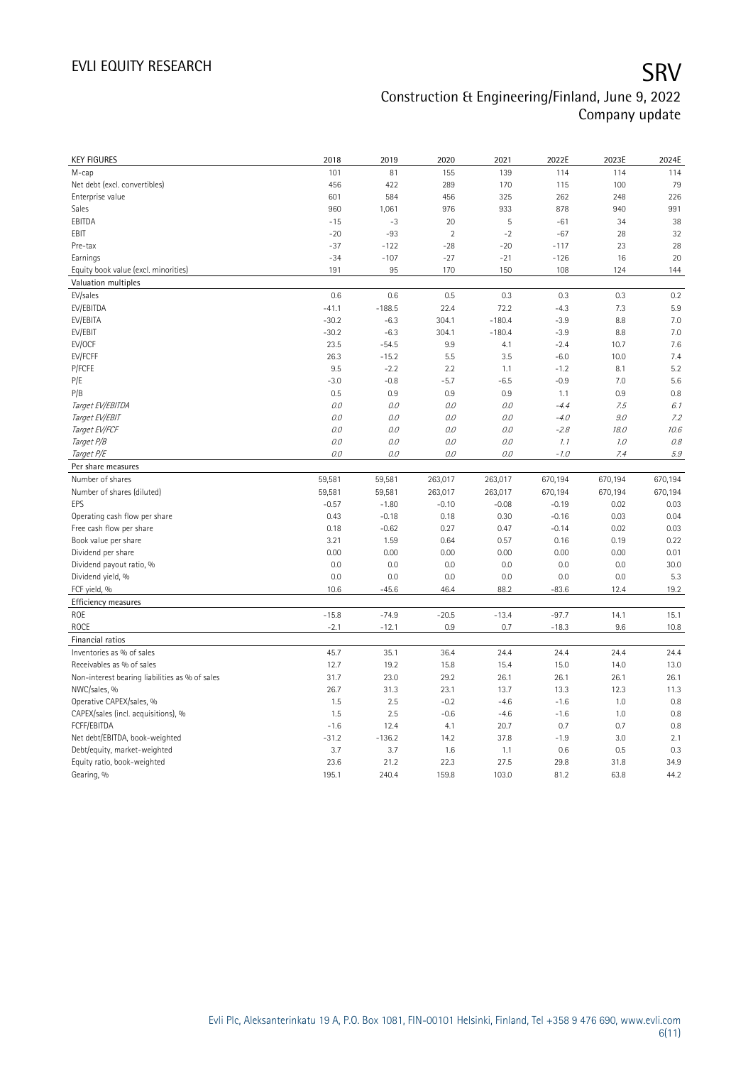| KEY FIGURES | 2018 | 2019 | 2020 | 2021 | 2022E | 2023E | 2024E |
|---|---|---|---|---|---|---|---|
| M-cap | 101 | 81 | 155 | 139 | 114 | 114 | 114 |
| Net debt (excl. convertibles) | 456 | 422 | 289 | 170 | 115 | 100 | 79 |
| Enterprise value | 601 | 584 | 456 | 325 | 262 | 248 | 226 |
| Sales | 960 | 1,061 | 976 | 933 | 878 | 940 | 991 |
| EBITDA | -15 | -3 | 20 | 5 | -61 | 34 | 38 |
| EBIT | -20 | -93 | 2 | -2 | -67 | 28 | 32 |
| Pre-tax | -37 | -122 | -28 | -20 | -117 | 23 | 28 |
| Earnings | -34 | -107 | -27 | -21 | -126 | 16 | 20 |
| Equity book value (excl. minorities) | 191 | 95 | 170 | 150 | 108 | 124 | 144 |
| **Valuation multiples** | | | | | | | |
| EV/sales | 0.6 | 0.6 | 0.5 | 0.3 | 0.3 | 0.3 | 0.2 |
| EV/EBITDA | -41.1 | -188.5 | 22.4 | 72.2 | -4.3 | 7.3 | 5.9 |
| EV/EBITA | -30.2 | -6.3 | 304.1 | -180.4 | -3.9 | 8.8 | 7.0 |
| EV/EBIT | -30.2 | -6.3 | 304.1 | -180.4 | -3.9 | 8.8 | 7.0 |
| EV/OCF | 23.5 | -54.5 | 9.9 | 4.1 | -2.4 | 10.7 | 7.6 |
| EV/FCFF | 26.3 | -15.2 | 5.5 | 3.5 | -6.0 | 10.0 | 7.4 |
| P/FCFE | 9.5 | -2.2 | 2.2 | 1.1 | -1.2 | 8.1 | 5.2 |
| P/E | -3.0 | -0.8 | -5.7 | -6.5 | -0.9 | 7.0 | 5.6 |
| P/B | 0.5 | 0.9 | 0.9 | 0.9 | 1.1 | 0.9 | 0.8 |
| *Target EV/EBITDA* | *0.0* | *0.0* | *0.0* | *0.0* | *-4.4* | *7.5* | *6.1* |
| *Target EV/EBIT* | *0.0* | *0.0* | *0.0* | *0.0* | *-4.0* | *9.0* | *7.2* |
| *Target EV/FCF* | *0.0* | *0.0* | *0.0* | *0.0* | *-2.8* | *18.0* | *10.6* |
| *Target P/B* | *0.0* | *0.0* | *0.0* | *0.0* | *1.1* | *1.0* | *0.8* |
| *Target P/E* | *0.0* | *0.0* | *0.0* | *0.0* | *-1.0* | *7.4* | *5.9* |
| **Per share measures** | | | | | | | |
| Number of shares | 59,581 | 59,581 | 263,017 | 263,017 | 670,194 | 670,194 | 670,194 |
| Number of shares (diluted) | 59,581 | 59,581 | 263,017 | 263,017 | 670,194 | 670,194 | 670,194 |
| EPS | -0.57 | -1.80 | -0.10 | -0.08 | -0.19 | 0.02 | 0.03 |
| Operating cash flow per share | 0.43 | -0.18 | 0.18 | 0.30 | -0.16 | 0.03 | 0.04 |
| Free cash flow per share | 0.18 | -0.62 | 0.27 | 0.47 | -0.14 | 0.02 | 0.03 |
| Book value per share | 3.21 | 1.59 | 0.64 | 0.57 | 0.16 | 0.19 | 0.22 |
| Dividend per share | 0.00 | 0.00 | 0.00 | 0.00 | 0.00 | 0.00 | 0.01 |
| Dividend payout ratio, % | 0.0 | 0.0 | 0.0 | 0.0 | 0.0 | 0.0 | 30.0 |
| Dividend yield, % | 0.0 | 0.0 | 0.0 | 0.0 | 0.0 | 0.0 | 5.3 |
| FCF yield, % | 10.6 | -45.6 | 46.4 | 88.2 | -83.6 | 12.4 | 19.2 |
| **Efficiency measures** | | | | | | | |
| ROE | -15.8 | -74.9 | -20.5 | -13.4 | -97.7 | 14.1 | 15.1 |
| ROCE | -2.1 | -12.1 | 0.9 | 0.7 | -18.3 | 9.6 | 10.8 |
| **Financial ratios** | | | | | | | |
| Inventories as % of sales | 45.7 | 35.1 | 36.4 | 24.4 | 24.4 | 24.4 | 24.4 |
| Receivables as % of sales | 12.7 | 19.2 | 15.8 | 15.4 | 15.0 | 14.0 | 13.0 |
| Non-interest bearing liabilities as % of sales | 31.7 | 23.0 | 29.2 | 26.1 | 26.1 | 26.1 | 26.1 |
| NWC/sales, % | 26.7 | 31.3 | 23.1 | 13.7 | 13.3 | 12.3 | 11.3 |
| Operative CAPEX/sales, % | 1.5 | 2.5 | -0.2 | -4.6 | -1.6 | 1.0 | 0.8 |
| CAPEX/sales (incl. acquisitions), % | 1.5 | 2.5 | -0.6 | -4.6 | -1.6 | 1.0 | 0.8 |
| FCFF/EBITDA | -1.6 | 12.4 | 4.1 | 20.7 | 0.7 | 0.7 | 0.8 |
| Net debt/EBITDA, book-weighted | -31.2 | -136.2 | 14.2 | 37.8 | -1.9 | 3.0 | 2.1 |
| Debt/equity, market-weighted | 3.7 | 3.7 | 1.6 | 1.1 | 0.6 | 0.5 | 0.3 |
| Equity ratio, book-weighted | 23.6 | 21.2 | 22.3 | 27.5 | 29.8 | 31.8 | 34.9 |
| Gearing, % | 195.1 | 240.4 | 159.8 | 103.0 | 81.2 | 63.8 | 44.2 |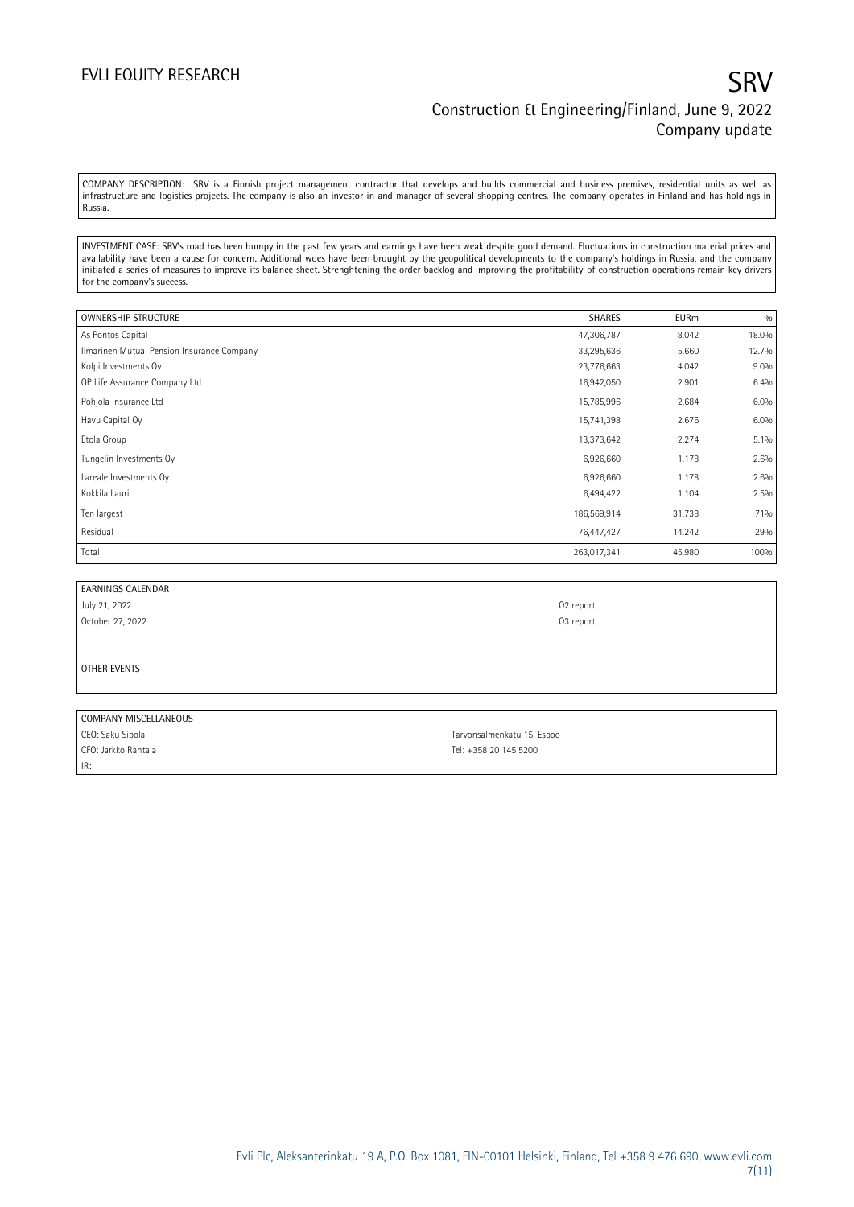COMPANY DESCRIPTION: SRV is a Finnish project management contractor that develops and builds commercial and business premises, residential units as well as infrastructure and logistics projects. The company is also an investor in and manager of several shopping centres. The company operates in Finland and has holdings in Russia.

INVESTMENT CASE: SRV's road has been bumpy in the past few years and earnings have been weak despite good demand. Fluctuations in construction material prices and availability have been a cause for concern. Additional woes have been brought by the geopolitical developments to the company's holdings in Russia, and the company initiated a series of measures to improve its balance sheet. Strenghtening the order backlog and improving the profitability of construction operations remain key drivers for the company's success.

| OWNERSHIP STRUCTURE | SHARES | EURm | % |
|---|---|---|---|
| As Pontos Capital | 47,306,787 | 8.042 | 18.0% |
| Ilmarinen Mutual Pension Insurance Company | 33,295,636 | 5.660 | 12.7% |
| Kolpi Investments Oy | 23,776,663 | 4.042 | 9.0% |
| OP Life Assurance Company Ltd | 16,942,050 | 2.901 | 6.4% |
| Pohjola Insurance Ltd | 15,785,996 | 2.684 | 6.0% |
| Havu Capital Oy | 15,741,398 | 2.676 | 6.0% |
| Etola Group | 13,373,642 | 2.274 | 5.1% |
| Tungelin Investments Oy | 6,926,660 | 1.178 | 2.6% |
| Lareale Investments Oy | 6,926,660 | 1.178 | 2.6% |
| Kokkila Lauri | 6,494,422 | 1.104 | 2.5% |
| Ten largest | 186,569,914 | 31.738 | 71% |
| Residual | 76,447,427 | 14.242 | 29% |
| Total | 263,017,341 | 45.980 | 100% |

| EARNINGS CALENDAR | |
|---|---|
| July 21, 2022 | Q2 report |
| October 27, 2022 | Q3 report |

OTHER EVENTS

| COMPANY MISCELLANEOUS | |
|---|---|
| CEO: Saku Sipola | Tarvonsalmenkatu 15, Espoo |
| CFO: Jarkko Rantala | Tel: +358 20 145 5200 |
| IR: | |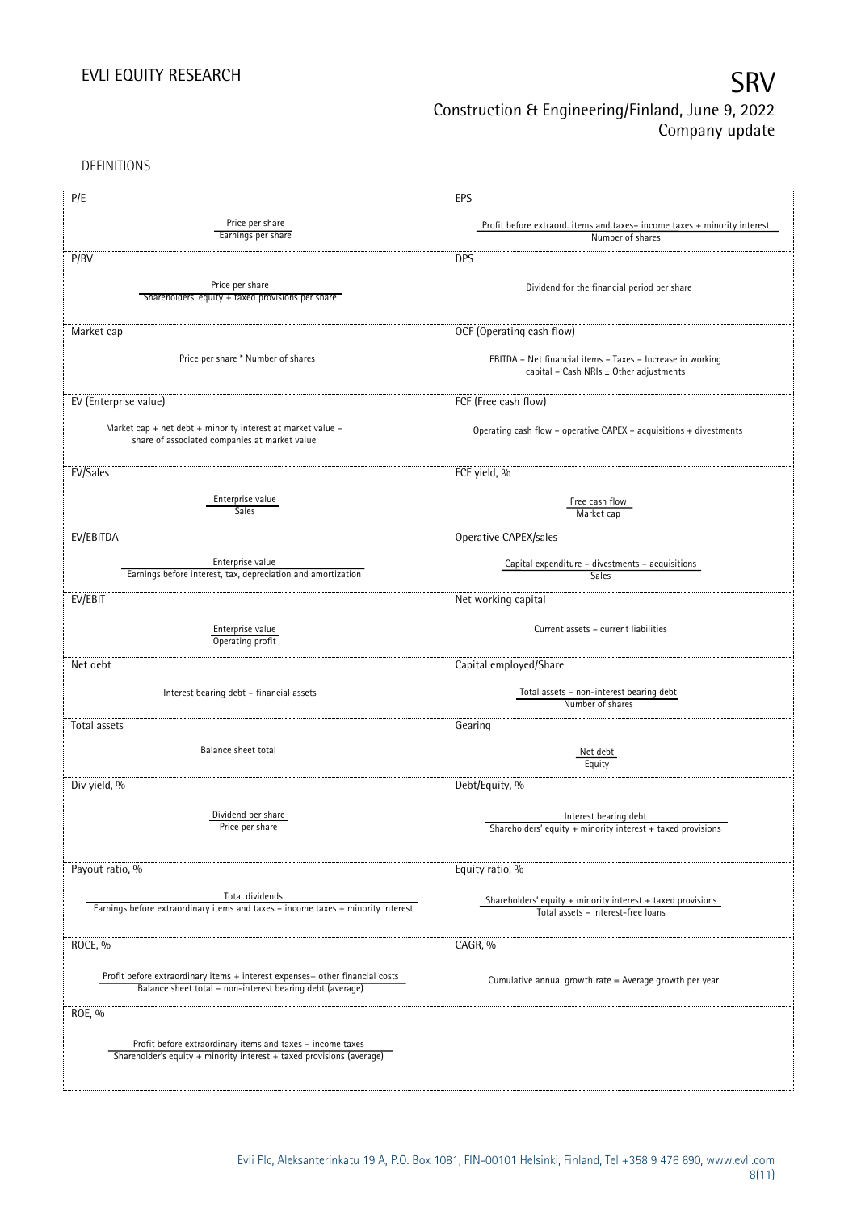DEFINITIONS

| | |
|---|---|
| **P/E**<br><br>$\frac{\text{Price per share}}{\text{Earnings per share}}$ | **EPS**<br><br>$\frac{\text{Profit before extraord. items and taxes} - \text{income taxes} + \text{minority interest}}{\text{Number of shares}}$ |
| **P/BV**<br><br>$\frac{\text{Price per share}}{\text{Shareholders' equity + taxed provisions per share}}$ | **DPS**<br><br>Dividend for the financial period per share |
| **Market cap**<br><br>Price per share * Number of shares | **OCF (Operating cash flow)**<br><br>EBITDA – Net financial items – Taxes – Increase in working capital – Cash NRIs ± Other adjustments |
| **EV (Enterprise value)**<br><br>Market cap + net debt + minority interest at market value – share of associated companies at market value | **FCF (Free cash flow)**<br><br>Operating cash flow – operative CAPEX – acquisitions + divestments |
| **EV/Sales**<br><br>$\frac{\text{Enterprise value}}{\text{Sales}}$ | **FCF yield, %**<br><br>$\frac{\text{Free cash flow}}{\text{Market cap}}$ |
| **EV/EBITDA**<br><br>$\frac{\text{Enterprise value}}{\text{Earnings before interest, tax, depreciation and amortization}}$ | **Operative CAPEX/sales**<br><br>$\frac{\text{Capital expenditure} - \text{divestments} - \text{acquisitions}}{\text{Sales}}$ |
| **EV/EBIT**<br><br>$\frac{\text{Enterprise value}}{\text{Operating profit}}$ | **Net working capital**<br><br>Current assets – current liabilities |
| **Net debt**<br><br>Interest bearing debt – financial assets | **Capital employed/Share**<br><br>$\frac{\text{Total assets} - \text{non-interest bearing debt}}{\text{Number of shares}}$ |
| **Total assets**<br><br>Balance sheet total | **Gearing**<br><br>$\frac{\text{Net debt}}{\text{Equity}}$ |
| **Div yield, %**<br><br>$\frac{\text{Dividend per share}}{\text{Price per share}}$ | **Debt/Equity, %**<br><br>$\frac{\text{Interest bearing debt}}{\text{Shareholders' equity + minority interest + taxed provisions}}$ |
| **Payout ratio, %**<br><br>$\frac{\text{Total dividends}}{\text{Earnings before extraordinary items and taxes} - \text{income taxes} + \text{minority interest}}$ | **Equity ratio, %**<br><br>$\frac{\text{Shareholders' equity + minority interest + taxed provisions}}{\text{Total assets} - \text{interest-free loans}}$ |
| **ROCE, %**<br><br>$\frac{\text{Profit before extraordinary items + interest expenses+ other financial costs}}{\text{Balance sheet total} - \text{non-interest bearing debt (average)}}$ | **CAGR, %**<br><br>Cumulative annual growth rate = Average growth per year |
| **ROE, %**<br><br>$\frac{\text{Profit before extraordinary items and taxes} - \text{income taxes}}{\text{Shareholder's equity + minority interest + taxed provisions (average)}}$ | |

Evli Plc, Aleksanterinkatu 19 A, P.O. Box 1081, FIN-00101 Helsinki, Finland, Tel +358 9 476 690, www.evli.com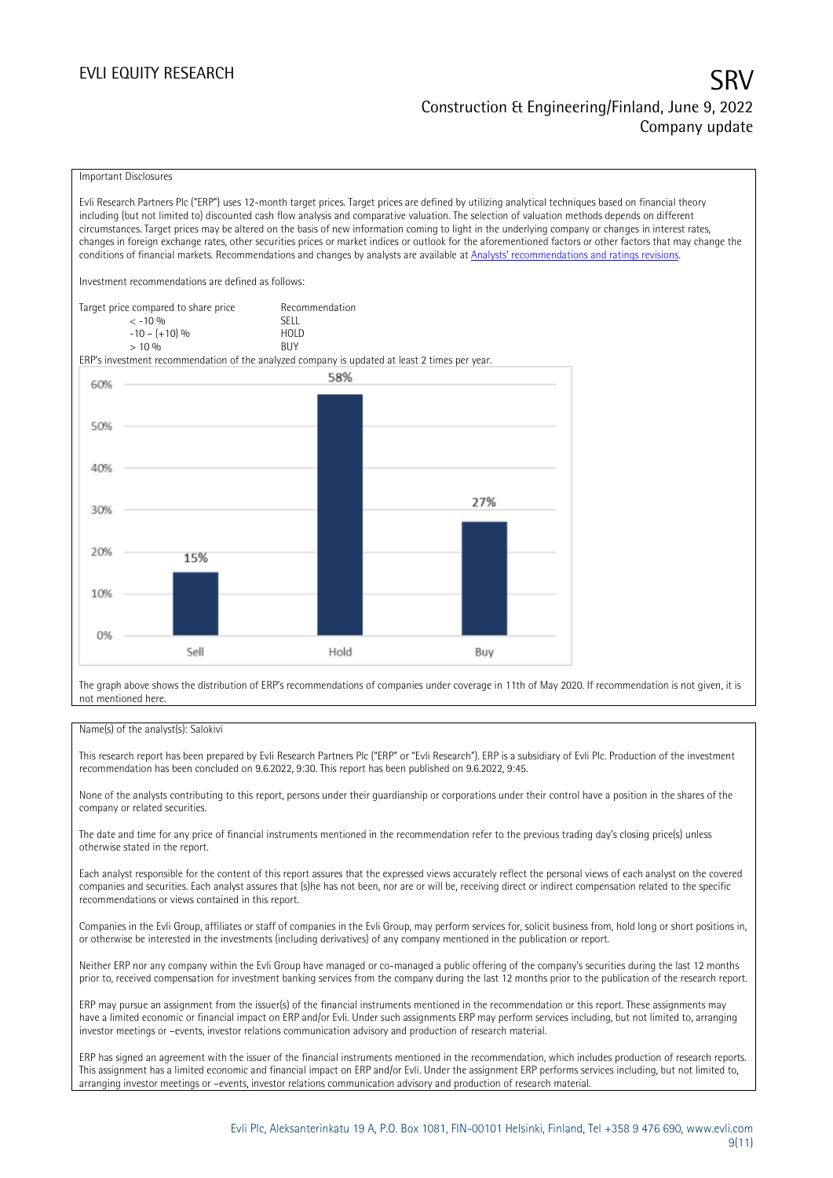Important Disclosures

Evli Research Partners Plc ("ERP") uses 12-month target prices. Target prices are defined by utilizing analytical techniques based on financial theory including (but not limited to) discounted cash flow analysis and comparative valuation. The selection of valuation methods depends on different circumstances. Target prices may be altered on the basis of new information coming to light in the underlying company or changes in interest rates, changes in foreign exchange rates, other securities prices or market indices or outlook for the aforementioned factors or other factors that may change the conditions of financial markets. Recommendations and changes by analysts are available at [Analysts' recommendations and ratings revisions](Analysts' recommendations and ratings revisions).

Investment recommendations are defined as follows:

| Target price compared to share price | Recommendation |
|---|---|
| < -10 % | SELL |
| -10 – (+10) % | HOLD |
| > 10 % | BUY |

ERP's investment recommendation of the analyzed company is updated at least 2 times per year.

| | Sell | Hold | Buy |
|---|---|---|---|
| Share of recommendations | 15% | 58% | 27% |

The graph above shows the distribution of ERP's recommendations of companies under coverage in 11th of May 2020. If recommendation is not given, it is not mentioned here.

Name(s) of the analyst(s): Salokivi

This research report has been prepared by Evli Research Partners Plc ("ERP" or "Evli Research"). ERP is a subsidiary of Evli Plc. Production of the investment recommendation has been concluded on 9.6.2022, 9:30. This report has been published on 9.6.2022, 9:45.

None of the analysts contributing to this report, persons under their guardianship or corporations under their control have a position in the shares of the company or related securities.

The date and time for any price of financial instruments mentioned in the recommendation refer to the previous trading day's closing price(s) unless otherwise stated in the report.

Each analyst responsible for the content of this report assures that the expressed views accurately reflect the personal views of each analyst on the covered companies and securities. Each analyst assures that (s)he has not been, nor are or will be, receiving direct or indirect compensation related to the specific recommendations or views contained in this report.

Companies in the Evli Group, affiliates or staff of companies in the Evli Group, may perform services for, solicit business from, hold long or short positions in, or otherwise be interested in the investments (including derivatives) of any company mentioned in the publication or report.

Neither ERP nor any company within the Evli Group have managed or co-managed a public offering of the company's securities during the last 12 months prior to, received compensation for investment banking services from the company during the last 12 months prior to the publication of the research report.

ERP may pursue an assignment from the issuer(s) of the financial instruments mentioned in the recommendation or this report. These assignments may have a limited economic or financial impact on ERP and/or Evli. Under such assignments ERP may perform services including, but not limited to, arranging investor meetings or –events, investor relations communication advisory and production of research material.

ERP has signed an agreement with the issuer of the financial instruments mentioned in the recommendation, which includes production of research reports. This assignment has a limited economic and financial impact on ERP and/or Evli. Under the assignment ERP performs services including, but not limited to, arranging investor meetings or –events, investor relations communication advisory and production of research material.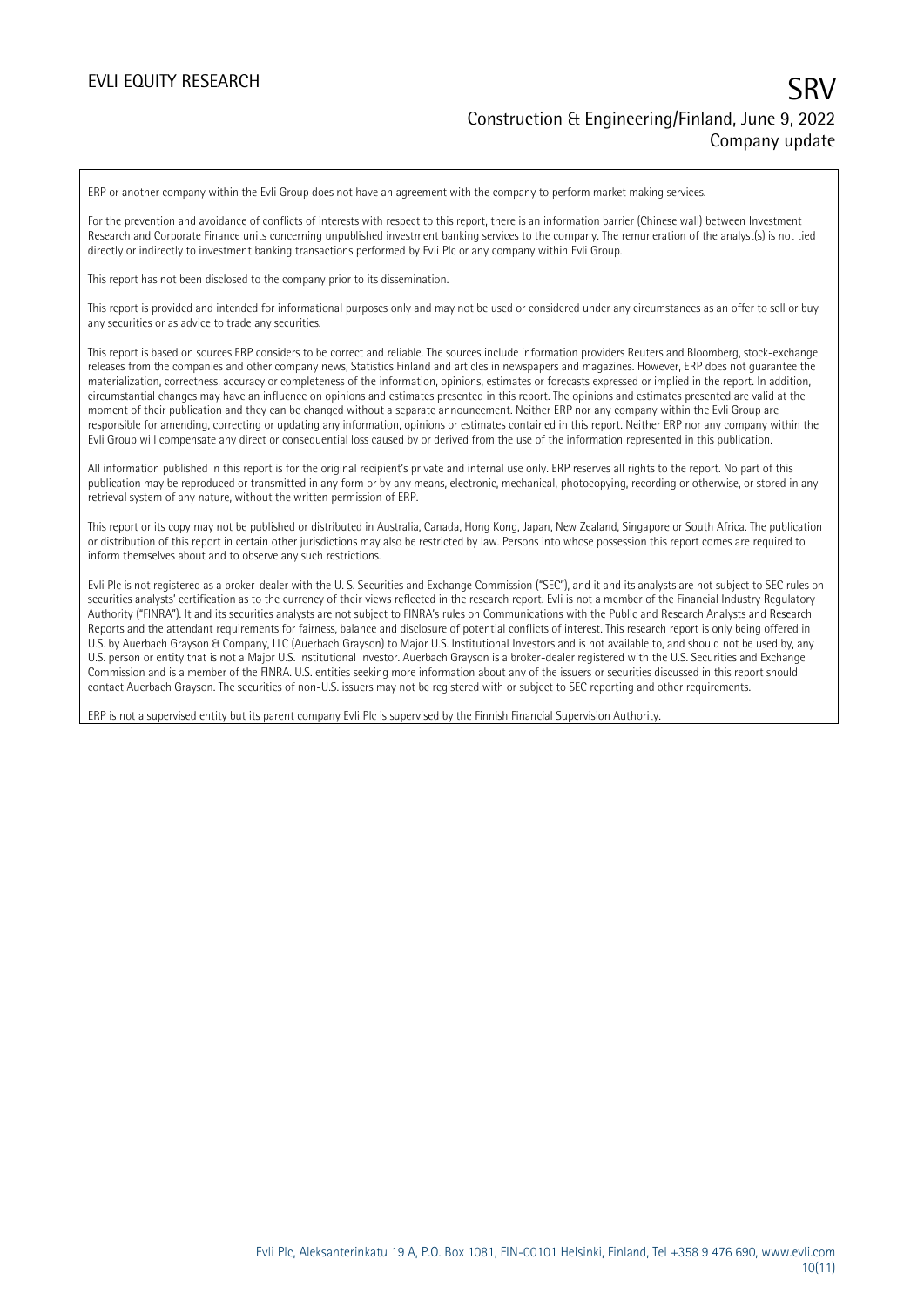ERP or another company within the Evli Group does not have an agreement with the company to perform market making services.

For the prevention and avoidance of conflicts of interests with respect to this report, there is an information barrier (Chinese wall) between Investment Research and Corporate Finance units concerning unpublished investment banking services to the company. The remuneration of the analyst(s) is not tied directly or indirectly to investment banking transactions performed by Evli Plc or any company within Evli Group.

This report has not been disclosed to the company prior to its dissemination.

This report is provided and intended for informational purposes only and may not be used or considered under any circumstances as an offer to sell or buy any securities or as advice to trade any securities.

This report is based on sources ERP considers to be correct and reliable. The sources include information providers Reuters and Bloomberg, stock-exchange releases from the companies and other company news, Statistics Finland and articles in newspapers and magazines. However, ERP does not guarantee the materialization, correctness, accuracy or completeness of the information, opinions, estimates or forecasts expressed or implied in the report. In addition, circumstantial changes may have an influence on opinions and estimates presented in this report. The opinions and estimates presented are valid at the moment of their publication and they can be changed without a separate announcement. Neither ERP nor any company within the Evli Group are responsible for amending, correcting or updating any information, opinions or estimates contained in this report. Neither ERP nor any company within the Evli Group will compensate any direct or consequential loss caused by or derived from the use of the information represented in this publication.

All information published in this report is for the original recipient's private and internal use only. ERP reserves all rights to the report. No part of this publication may be reproduced or transmitted in any form or by any means, electronic, mechanical, photocopying, recording or otherwise, or stored in any retrieval system of any nature, without the written permission of ERP.

This report or its copy may not be published or distributed in Australia, Canada, Hong Kong, Japan, New Zealand, Singapore or South Africa. The publication or distribution of this report in certain other jurisdictions may also be restricted by law. Persons into whose possession this report comes are required to inform themselves about and to observe any such restrictions.

Evli Plc is not registered as a broker-dealer with the U. S. Securities and Exchange Commission ("SEC"), and it and its analysts are not subject to SEC rules on securities analysts' certification as to the currency of their views reflected in the research report. Evli is not a member of the Financial Industry Regulatory Authority ("FINRA"). It and its securities analysts are not subject to FINRA's rules on Communications with the Public and Research Analysts and Research Reports and the attendant requirements for fairness, balance and disclosure of potential conflicts of interest. This research report is only being offered in U.S. by Auerbach Grayson & Company, LLC (Auerbach Grayson) to Major U.S. Institutional Investors and is not available to, and should not be used by, any U.S. person or entity that is not a Major U.S. Institutional Investor. Auerbach Grayson is a broker-dealer registered with the U.S. Securities and Exchange Commission and is a member of the FINRA. U.S. entities seeking more information about any of the issuers or securities discussed in this report should contact Auerbach Grayson. The securities of non-U.S. issuers may not be registered with or subject to SEC reporting and other requirements.

ERP is not a supervised entity but its parent company Evli Plc is supervised by the Finnish Financial Supervision Authority.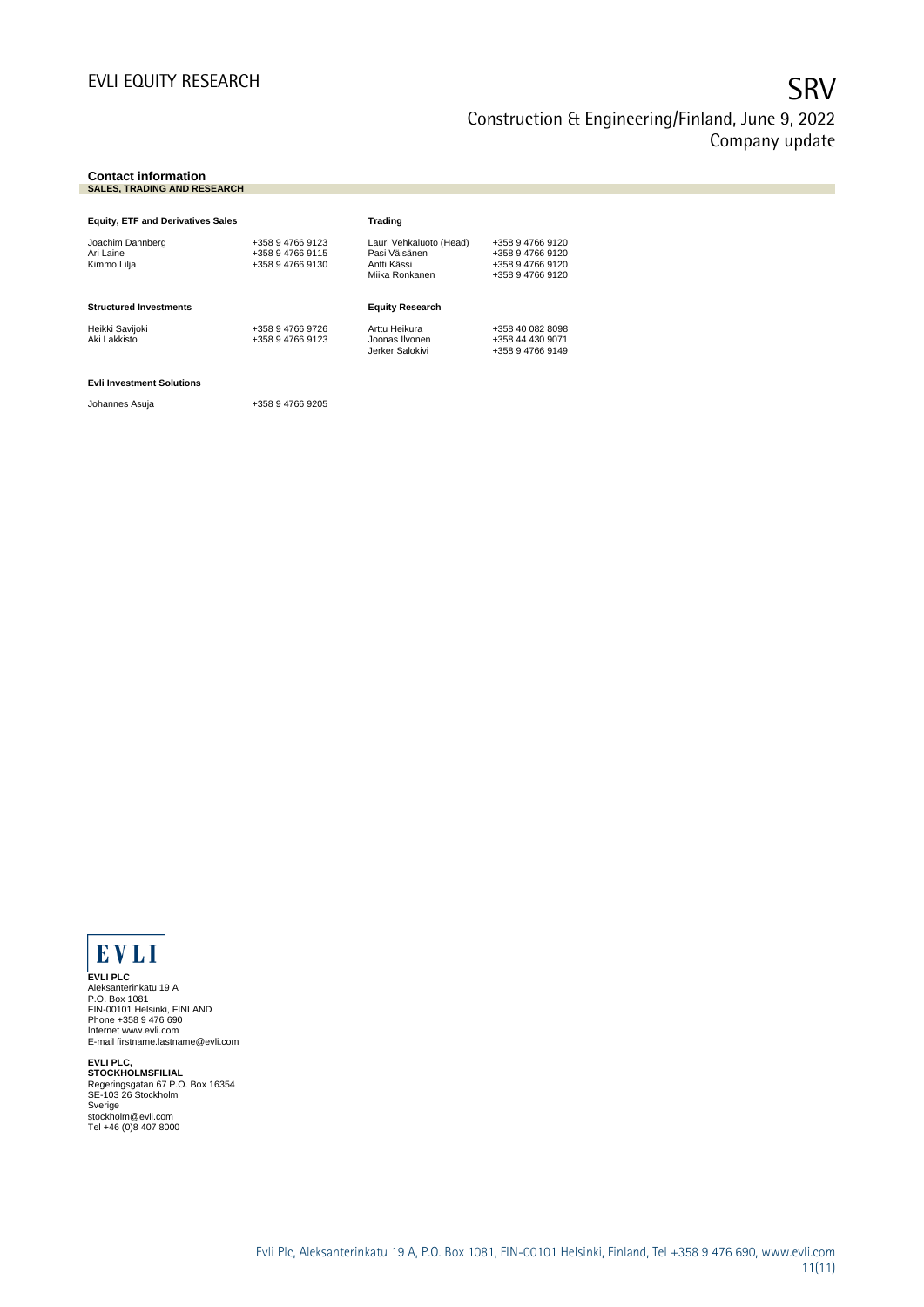## Contact information

**SALES, TRADING AND RESEARCH**

| **Equity, ETF and Derivatives Sales** | | **Trading** | |
| --- | --- | --- | --- |
| Joachim Dannberg | +358 9 4766 9123 | Lauri Vehkaluoto (Head) | +358 9 4766 9120 |
| Ari Laine | +358 9 4766 9115 | Pasi Väisänen | +358 9 4766 9120 |
| Kimmo Lilja | +358 9 4766 9130 | Antti Kässi | +358 9 4766 9120 |
| | | Miika Ronkanen | +358 9 4766 9120 |
| **Structured Investments** | | **Equity Research** | |
| Heikki Savijoki | +358 9 4766 9726 | Arttu Heikura | +358 40 082 8098 |
| Aki Lakkisto | +358 9 4766 9123 | Joonas Ilvonen | +358 44 430 9071 |
| | | Jerker Salokivi | +358 9 4766 9149 |
| **Evli Investment Solutions** | | | |
| Johannes Asuja | +358 9 4766 9205 | | |

EVLI

**EVLI PLC**
Aleksanterinkatu 19 A
P.O. Box 1081
FIN-00101 Helsinki, FINLAND
Phone +358 9 476 690
Internet www.evli.com
E-mail firstname.lastname@evli.com

**EVLI PLC, STOCKHOLMSFILIAL**
Regeringsgatan 67 P.O. Box 16354
SE-103 26 Stockholm
Sverige
stockholm@evli.com
Tel +46 (0)8 407 8000